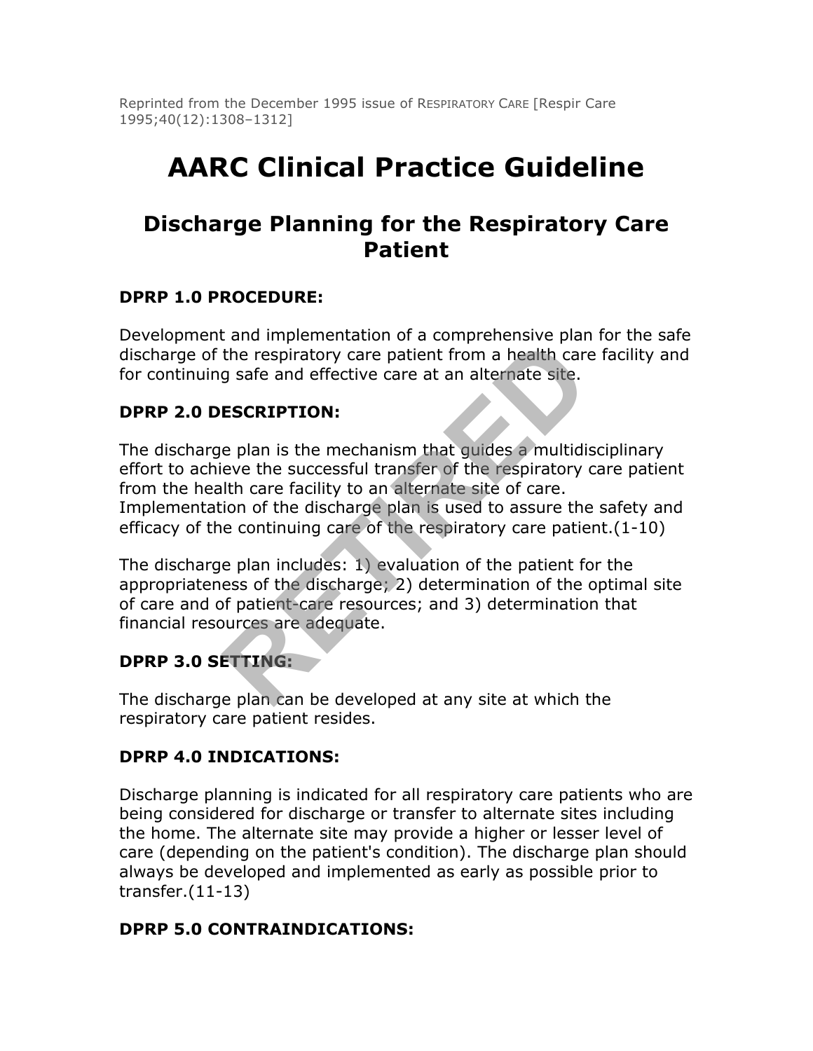Reprinted from the December 1995 issue of RESPIRATORY CARE [Respir Care 1995;40(12):1308–1312]

# AARC Clinical Practice Guideline

## Discharge Planning for the Respiratory Care Patient

### DPRP 1.0 PROCEDURE:

Development and implementation of a comprehensive plan for the safe discharge of the respiratory care patient from a health care facility and for continuing safe and effective care at an alternate site.

### DPRP 2.0 DESCRIPTION:

The discharge plan is the mechanism that guides a multidisciplinary effort to achieve the successful transfer of the respiratory care patient from the health care facility to an alternate site of care. Implementation of the discharge plan is used to assure the safety and efficacy of the continuing care of the respiratory care patient.(1-10)

The discharge plan includes: 1) evaluation of the patient for the appropriateness of the discharge; 2) determination of the optimal site of care and of patient-care resources; and 3) determination that financial resources are adequate.

### DPRP 3.0 SETTING:

The discharge plan can be developed at any site at which the respiratory care patient resides.

### DPRP 4.0 INDICATIONS:

Discharge planning is indicated for all respiratory care patients who are being considered for discharge or transfer to alternate sites including the home. The alternate site may provide a higher or lesser level of care (depending on the patient's condition). The discharge plan should always be developed and implemented as early as possible prior to transfer.(11-13)

### DPRP 5.0 CONTRAINDICATIONS: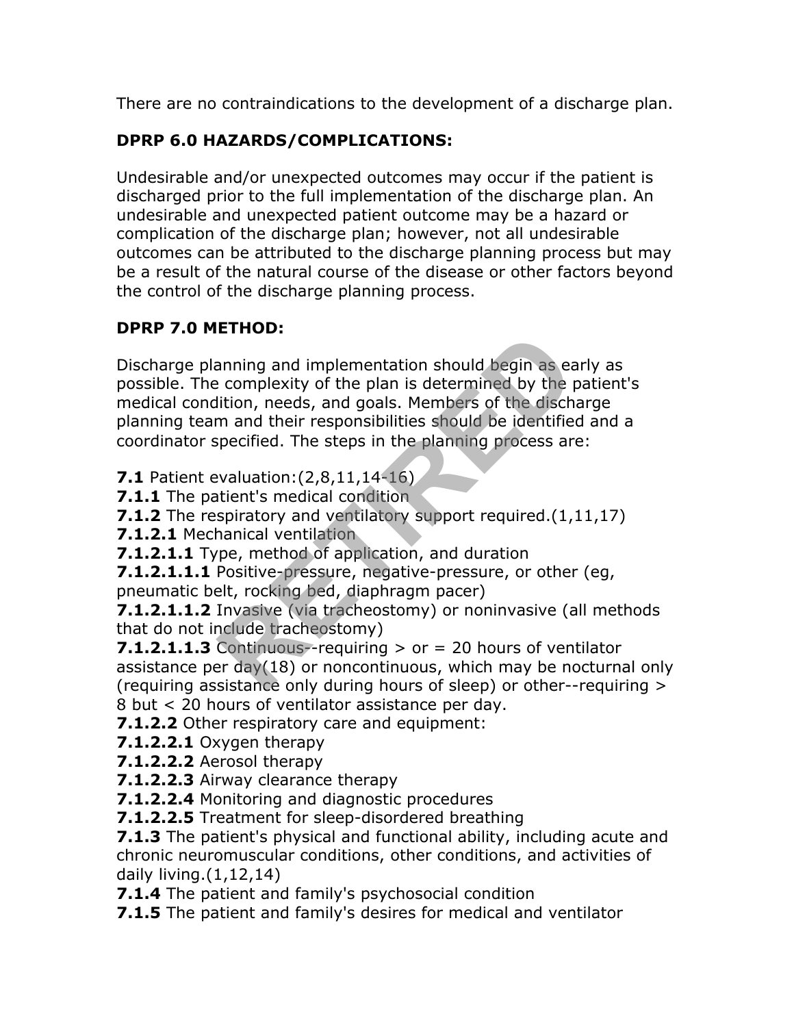There are no contraindications to the development of a discharge plan.

## DPRP 6.0 HAZARDS/COMPLICATIONS:

Undesirable and/or unexpected outcomes may occur if the patient is discharged prior to the full implementation of the discharge plan. An undesirable and unexpected patient outcome may be a hazard or complication of the discharge plan; however, not all undesirable outcomes can be attributed to the discharge planning process but may be a result of the natural course of the disease or other factors beyond the control of the discharge planning process.

## DPRP 7.0 METHOD:

Discharge planning and implementation should begin as early as possible. The complexity of the plan is determined by the patient's medical condition, needs, and goals. Members of the discharge planning team and their responsibilities should be identified and a coordinator specified. The steps in the planning process are:

**7.1** Patient evaluation:(2,8,11,14-16)
**7.1.1** The patient's medical condition
**7.1.2** The respiratory and ventilatory support required.(1,11,17)
**7.1.2.1** Mechanical ventilation
**7.1.2.1.1** Type, method of application, and duration
**7.1.2.1.1.1** Positive-pressure, negative-pressure, or other (eg, pneumatic belt, rocking bed, diaphragm pacer)
**7.1.2.1.1.2** Invasive (via tracheostomy) or noninvasive (all methods that do not include tracheostomy)
**7.1.2.1.1.3** Continuous--requiring > or = 20 hours of ventilator assistance per day(18) or noncontinuous, which may be nocturnal only (requiring assistance only during hours of sleep) or other--requiring > 8 but < 20 hours of ventilator assistance per day.
**7.1.2.2** Other respiratory care and equipment:
**7.1.2.2.1** Oxygen therapy
**7.1.2.2.2** Aerosol therapy
**7.1.2.2.3** Airway clearance therapy
**7.1.2.2.4** Monitoring and diagnostic procedures
**7.1.2.2.5** Treatment for sleep-disordered breathing
**7.1.3** The patient's physical and functional ability, including acute and chronic neuromuscular conditions, other conditions, and activities of daily living.(1,12,14)
**7.1.4** The patient and family's psychosocial condition
**7.1.5** The patient and family's desires for medical and ventilator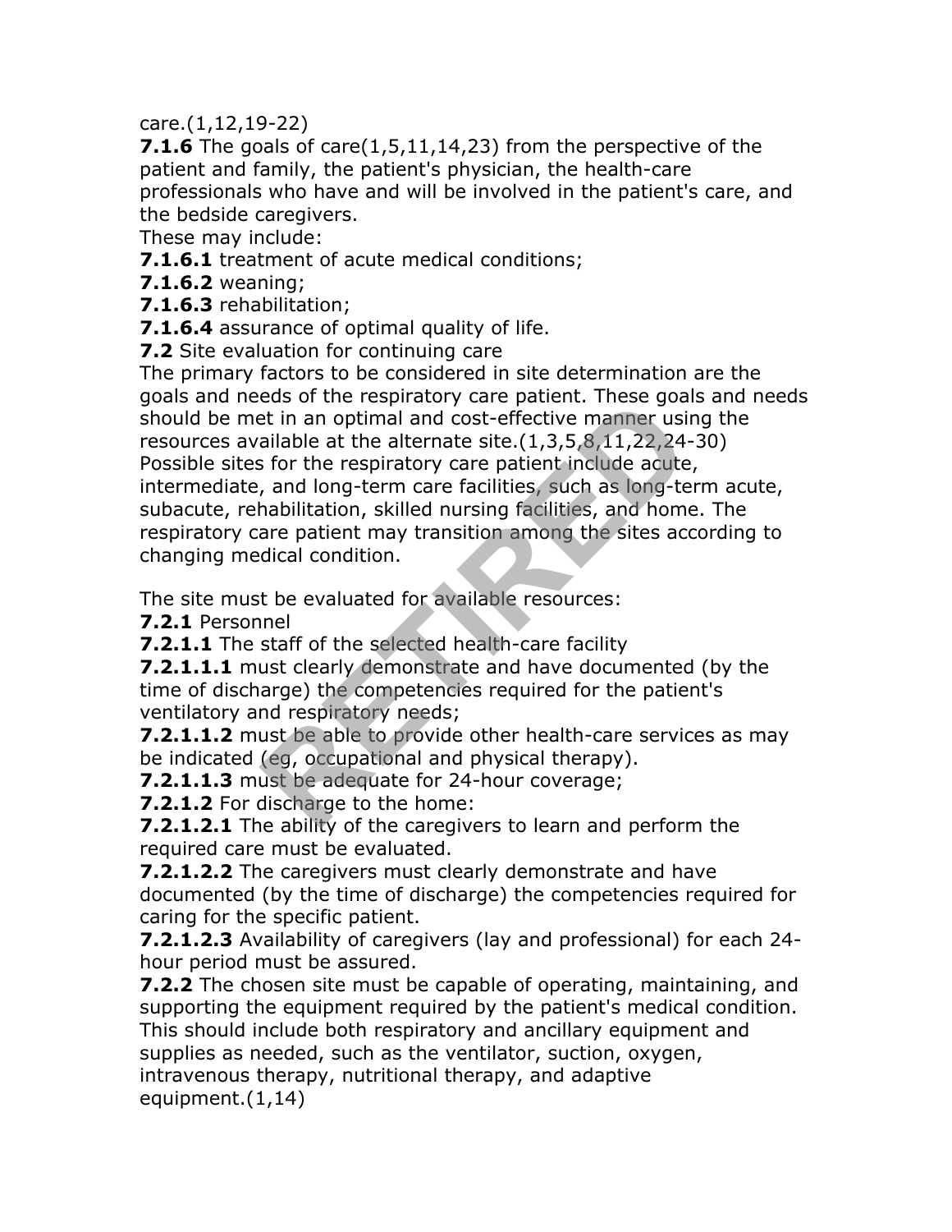care.(1,12,19-22)

**7.1.6** The goals of care(1,5,11,14,23) from the perspective of the patient and family, the patient's physician, the health-care professionals who have and will be involved in the patient's care, and the bedside caregivers.

These may include:

**7.1.6.1** treatment of acute medical conditions;

**7.1.6.2** weaning;

**7.1.6.3** rehabilitation;

**7.1.6.4** assurance of optimal quality of life.

**7.2** Site evaluation for continuing care

The primary factors to be considered in site determination are the goals and needs of the respiratory care patient. These goals and needs should be met in an optimal and cost-effective manner using the resources available at the alternate site.(1,3,5,8,11,22,24-30) Possible sites for the respiratory care patient include acute, intermediate, and long-term care facilities, such as long-term acute, subacute, rehabilitation, skilled nursing facilities, and home. The respiratory care patient may transition among the sites according to changing medical condition.

The site must be evaluated for available resources:

**7.2.1** Personnel

**7.2.1.1** The staff of the selected health-care facility

**7.2.1.1.1** must clearly demonstrate and have documented (by the time of discharge) the competencies required for the patient's ventilatory and respiratory needs;

**7.2.1.1.2** must be able to provide other health-care services as may be indicated (eg, occupational and physical therapy).

**7.2.1.1.3** must be adequate for 24-hour coverage;

**7.2.1.2** For discharge to the home:

**7.2.1.2.1** The ability of the caregivers to learn and perform the required care must be evaluated.

**7.2.1.2.2** The caregivers must clearly demonstrate and have documented (by the time of discharge) the competencies required for caring for the specific patient.

**7.2.1.2.3** Availability of caregivers (lay and professional) for each 24-hour period must be assured.

**7.2.2** The chosen site must be capable of operating, maintaining, and supporting the equipment required by the patient's medical condition. This should include both respiratory and ancillary equipment and supplies as needed, such as the ventilator, suction, oxygen, intravenous therapy, nutritional therapy, and adaptive equipment.(1,14)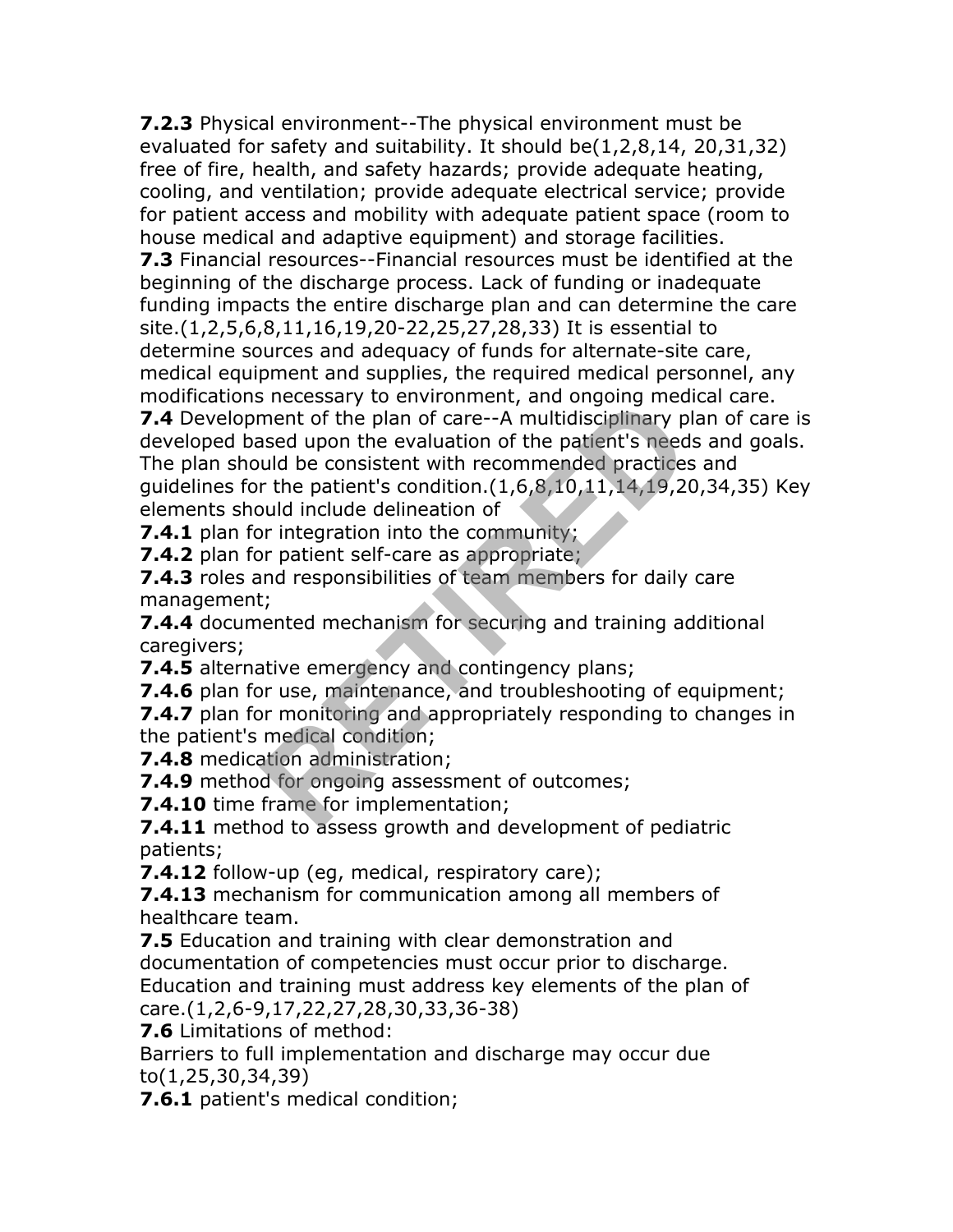**7.2.3** Physical environment--The physical environment must be evaluated for safety and suitability. It should be(1,2,8,14, 20,31,32) free of fire, health, and safety hazards; provide adequate heating, cooling, and ventilation; provide adequate electrical service; provide for patient access and mobility with adequate patient space (room to house medical and adaptive equipment) and storage facilities.

**7.3** Financial resources--Financial resources must be identified at the beginning of the discharge process. Lack of funding or inadequate funding impacts the entire discharge plan and can determine the care site.(1,2,5,6,8,11,16,19,20-22,25,27,28,33) It is essential to determine sources and adequacy of funds for alternate-site care, medical equipment and supplies, the required medical personnel, any modifications necessary to environment, and ongoing medical care.

**7.4** Development of the plan of care--A multidisciplinary plan of care is developed based upon the evaluation of the patient's needs and goals. The plan should be consistent with recommended practices and guidelines for the patient's condition.(1,6,8,10,11,14,19,20,34,35) Key elements should include delineation of

**7.4.1** plan for integration into the community;

**7.4.2** plan for patient self-care as appropriate;

**7.4.3** roles and responsibilities of team members for daily care management;

**7.4.4** documented mechanism for securing and training additional caregivers;

**7.4.5** alternative emergency and contingency plans;

**7.4.6** plan for use, maintenance, and troubleshooting of equipment;

**7.4.7** plan for monitoring and appropriately responding to changes in the patient's medical condition;

**7.4.8** medication administration;

**7.4.9** method for ongoing assessment of outcomes;

**7.4.10** time frame for implementation;

**7.4.11** method to assess growth and development of pediatric patients;

**7.4.12** follow-up (eg, medical, respiratory care);

**7.4.13** mechanism for communication among all members of healthcare team.

**7.5** Education and training with clear demonstration and documentation of competencies must occur prior to discharge. Education and training must address key elements of the plan of care.(1,2,6-9,17,22,27,28,30,33,36-38)

**7.6** Limitations of method:

Barriers to full implementation and discharge may occur due to(1,25,30,34,39)

**7.6.1** patient's medical condition;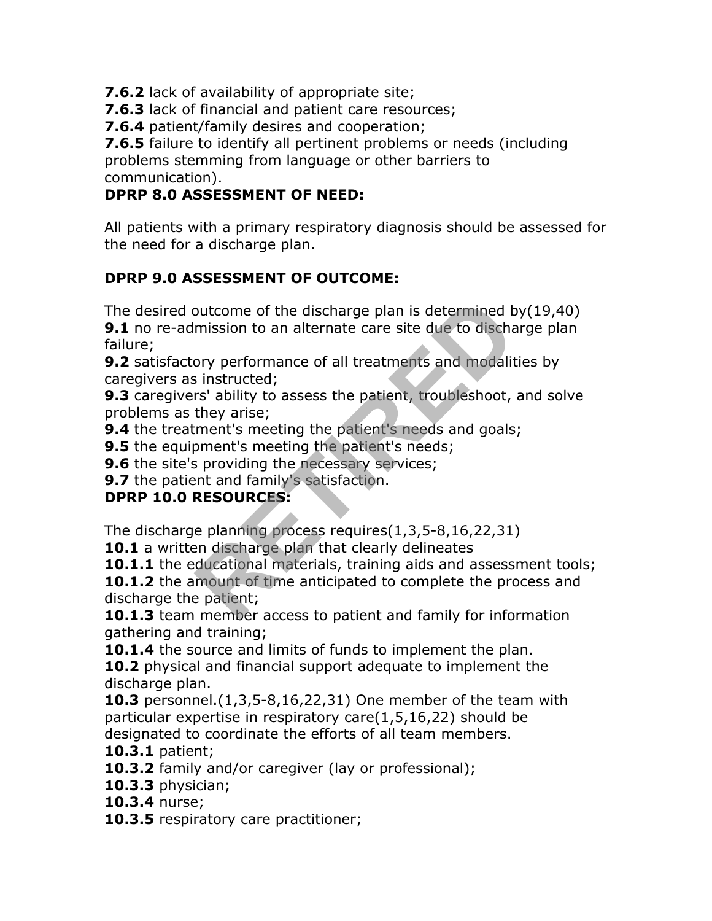**7.6.2** lack of availability of appropriate site;
**7.6.3** lack of financial and patient care resources;
**7.6.4** patient/family desires and cooperation;
**7.6.5** failure to identify all pertinent problems or needs (including problems stemming from language or other barriers to communication).

**DPRP 8.0 ASSESSMENT OF NEED:**

All patients with a primary respiratory diagnosis should be assessed for the need for a discharge plan.

**DPRP 9.0 ASSESSMENT OF OUTCOME:**

The desired outcome of the discharge plan is determined by(19,40)
**9.1** no re-admission to an alternate care site due to discharge plan failure;
**9.2** satisfactory performance of all treatments and modalities by caregivers as instructed;
**9.3** caregivers' ability to assess the patient, troubleshoot, and solve problems as they arise;
**9.4** the treatment's meeting the patient's needs and goals;
**9.5** the equipment's meeting the patient's needs;
**9.6** the site's providing the necessary services;
**9.7** the patient and family's satisfaction.

**DPRP 10.0 RESOURCES:**

The discharge planning process requires(1,3,5-8,16,22,31)
**10.1** a written discharge plan that clearly delineates
**10.1.1** the educational materials, training aids and assessment tools;
**10.1.2** the amount of time anticipated to complete the process and discharge the patient;
**10.1.3** team member access to patient and family for information gathering and training;
**10.1.4** the source and limits of funds to implement the plan.
**10.2** physical and financial support adequate to implement the discharge plan.
**10.3** personnel.(1,3,5-8,16,22,31) One member of the team with particular expertise in respiratory care(1,5,16,22) should be designated to coordinate the efforts of all team members.
**10.3.1** patient;
**10.3.2** family and/or caregiver (lay or professional);
**10.3.3** physician;
**10.3.4** nurse;
**10.3.5** respiratory care practitioner;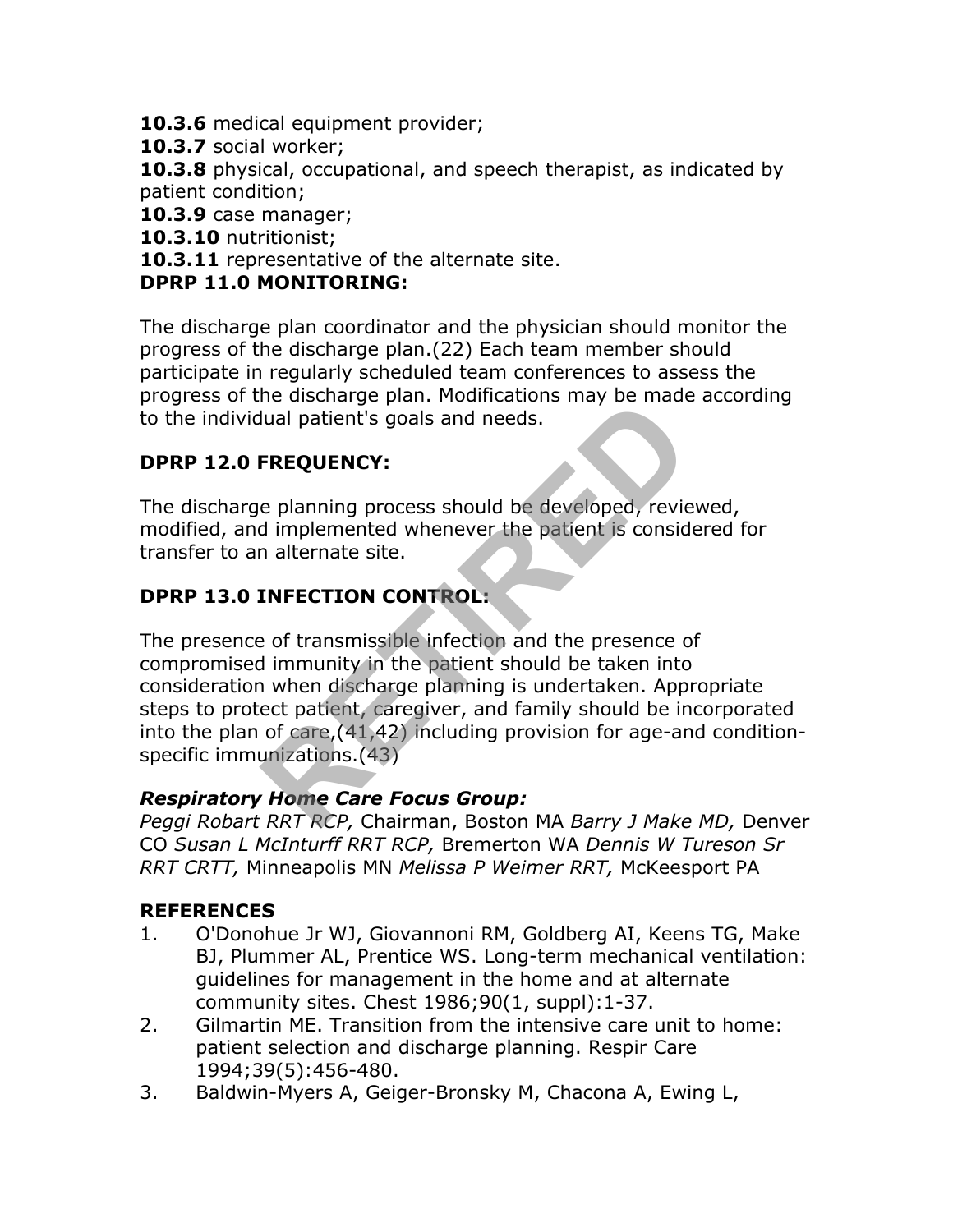**10.3.6** medical equipment provider;
**10.3.7** social worker;
**10.3.8** physical, occupational, and speech therapist, as indicated by patient condition;
**10.3.9** case manager;
**10.3.10** nutritionist;
**10.3.11** representative of the alternate site.

**DPRP 11.0 MONITORING:**

The discharge plan coordinator and the physician should monitor the progress of the discharge plan.(22) Each team member should participate in regularly scheduled team conferences to assess the progress of the discharge plan. Modifications may be made according to the individual patient's goals and needs.

**DPRP 12.0 FREQUENCY:**

The discharge planning process should be developed, reviewed, modified, and implemented whenever the patient is considered for transfer to an alternate site.

**DPRP 13.0 INFECTION CONTROL:**

The presence of transmissible infection and the presence of compromised immunity in the patient should be taken into consideration when discharge planning is undertaken. Appropriate steps to protect patient, caregiver, and family should be incorporated into the plan of care,(41,42) including provision for age-and condition-specific immunizations.(43)

***Respiratory Home Care Focus Group:***
*Peggi Robart RRT RCP,* Chairman, Boston MA *Barry J Make MD,* Denver CO *Susan L McInturff RRT RCP,* Bremerton WA *Dennis W Tureson Sr RRT CRTT,* Minneapolis MN *Melissa P Weimer RRT,* McKeesport PA

**REFERENCES**

1. O'Donohue Jr WJ, Giovannoni RM, Goldberg AI, Keens TG, Make BJ, Plummer AL, Prentice WS. Long-term mechanical ventilation: guidelines for management in the home and at alternate community sites. Chest 1986;90(1, suppl):1-37.
2. Gilmartin ME. Transition from the intensive care unit to home: patient selection and discharge planning. Respir Care 1994;39(5):456-480.
3. Baldwin-Myers A, Geiger-Bronsky M, Chacona A, Ewing L,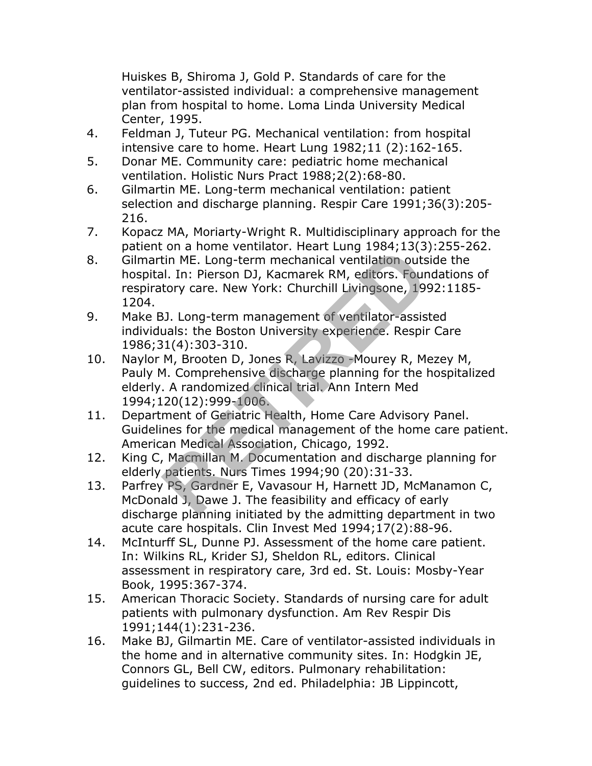Huiskes B, Shiroma J, Gold P. Standards of care for the ventilator-assisted individual: a comprehensive management plan from hospital to home. Loma Linda University Medical Center, 1995.

4. Feldman J, Tuteur PG. Mechanical ventilation: from hospital intensive care to home. Heart Lung 1982;11 (2):162-165.
5. Donar ME. Community care: pediatric home mechanical ventilation. Holistic Nurs Pract 1988;2(2):68-80.
6. Gilmartin ME. Long-term mechanical ventilation: patient selection and discharge planning. Respir Care 1991;36(3):205-216.
7. Kopacz MA, Moriarty-Wright R. Multidisciplinary approach for the patient on a home ventilator. Heart Lung 1984;13(3):255-262.
8. Gilmartin ME. Long-term mechanical ventilation outside the hospital. In: Pierson DJ, Kacmarek RM, editors. Foundations of respiratory care. New York: Churchill Livingsone, 1992:1185-1204.
9. Make BJ. Long-term management of ventilator-assisted individuals: the Boston University experience. Respir Care 1986;31(4):303-310.
10. Naylor M, Brooten D, Jones R, Lavizzo -Mourey R, Mezey M, Pauly M. Comprehensive discharge planning for the hospitalized elderly. A randomized clinical trial. Ann Intern Med 1994;120(12):999-1006.
11. Department of Geriatric Health, Home Care Advisory Panel. Guidelines for the medical management of the home care patient. American Medical Association, Chicago, 1992.
12. King C, Macmillan M. Documentation and discharge planning for elderly patients. Nurs Times 1994;90 (20):31-33.
13. Parfrey PS, Gardner E, Vavasour H, Harnett JD, McManamon C, McDonald J, Dawe J. The feasibility and efficacy of early discharge planning initiated by the admitting department in two acute care hospitals. Clin Invest Med 1994;17(2):88-96.
14. McInturff SL, Dunne PJ. Assessment of the home care patient. In: Wilkins RL, Krider SJ, Sheldon RL, editors. Clinical assessment in respiratory care, 3rd ed. St. Louis: Mosby-Year Book, 1995:367-374.
15. American Thoracic Society. Standards of nursing care for adult patients with pulmonary dysfunction. Am Rev Respir Dis 1991;144(1):231-236.
16. Make BJ, Gilmartin ME. Care of ventilator-assisted individuals in the home and in alternative community sites. In: Hodgkin JE, Connors GL, Bell CW, editors. Pulmonary rehabilitation: guidelines to success, 2nd ed. Philadelphia: JB Lippincott,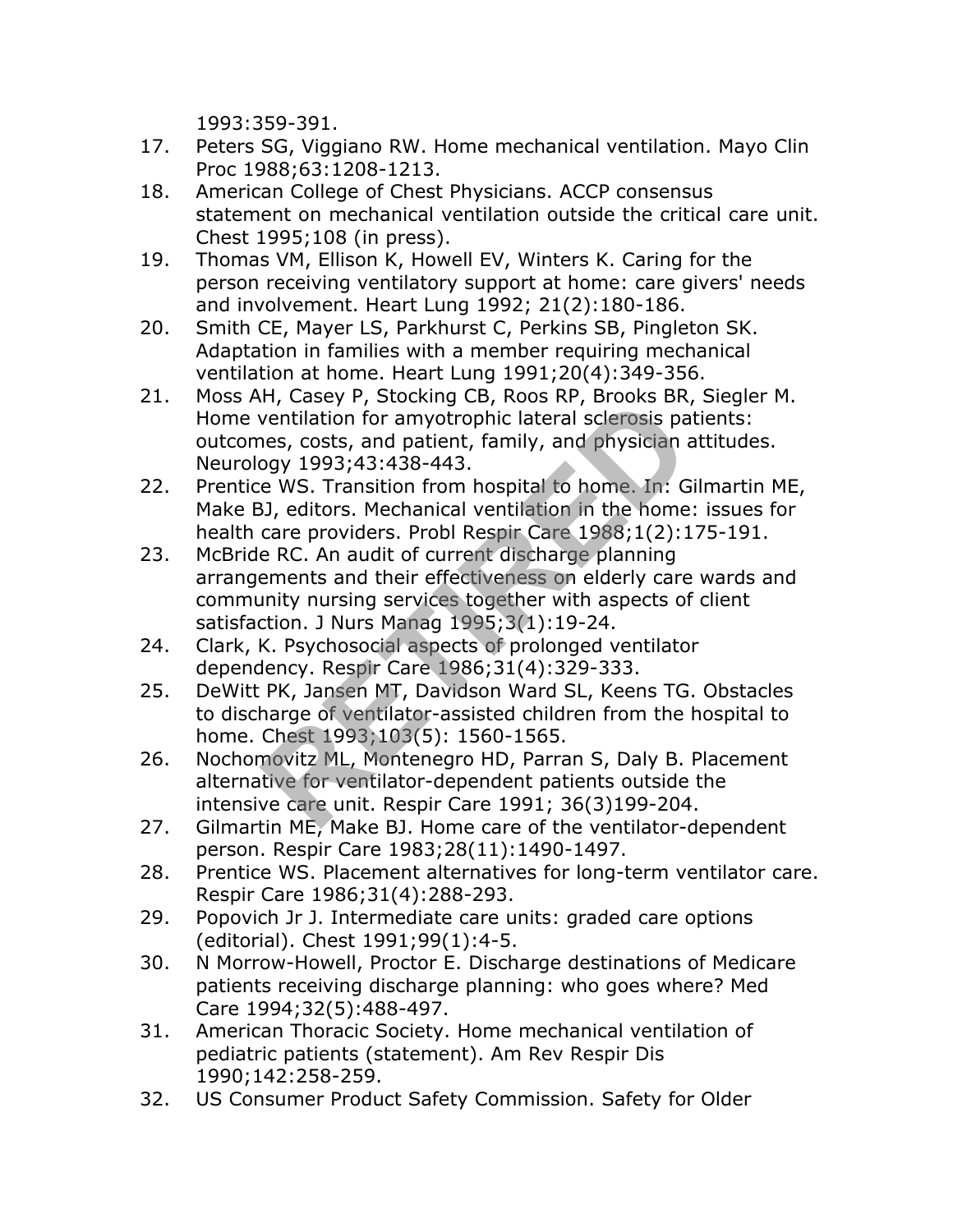1993:359-391.

17. Peters SG, Viggiano RW. Home mechanical ventilation. Mayo Clin Proc 1988;63:1208-1213.
18. American College of Chest Physicians. ACCP consensus statement on mechanical ventilation outside the critical care unit. Chest 1995;108 (in press).
19. Thomas VM, Ellison K, Howell EV, Winters K. Caring for the person receiving ventilatory support at home: care givers' needs and involvement. Heart Lung 1992; 21(2):180-186.
20. Smith CE, Mayer LS, Parkhurst C, Perkins SB, Pingleton SK. Adaptation in families with a member requiring mechanical ventilation at home. Heart Lung 1991;20(4):349-356.
21. Moss AH, Casey P, Stocking CB, Roos RP, Brooks BR, Siegler M. Home ventilation for amyotrophic lateral sclerosis patients: outcomes, costs, and patient, family, and physician attitudes. Neurology 1993;43:438-443.
22. Prentice WS. Transition from hospital to home. In: Gilmartin ME, Make BJ, editors. Mechanical ventilation in the home: issues for health care providers. Probl Respir Care 1988;1(2):175-191.
23. McBride RC. An audit of current discharge planning arrangements and their effectiveness on elderly care wards and community nursing services together with aspects of client satisfaction. J Nurs Manag 1995;3(1):19-24.
24. Clark, K. Psychosocial aspects of prolonged ventilator dependency. Respir Care 1986;31(4):329-333.
25. DeWitt PK, Jansen MT, Davidson Ward SL, Keens TG. Obstacles to discharge of ventilator-assisted children from the hospital to home. Chest 1993;103(5): 1560-1565.
26. Nochomovitz ML, Montenegro HD, Parran S, Daly B. Placement alternative for ventilator-dependent patients outside the intensive care unit. Respir Care 1991; 36(3)199-204.
27. Gilmartin ME, Make BJ. Home care of the ventilator-dependent person. Respir Care 1983;28(11):1490-1497.
28. Prentice WS. Placement alternatives for long-term ventilator care. Respir Care 1986;31(4):288-293.
29. Popovich Jr J. Intermediate care units: graded care options (editorial). Chest 1991;99(1):4-5.
30. N Morrow-Howell, Proctor E. Discharge destinations of Medicare patients receiving discharge planning: who goes where? Med Care 1994;32(5):488-497.
31. American Thoracic Society. Home mechanical ventilation of pediatric patients (statement). Am Rev Respir Dis 1990;142:258-259.
32. US Consumer Product Safety Commission. Safety for Older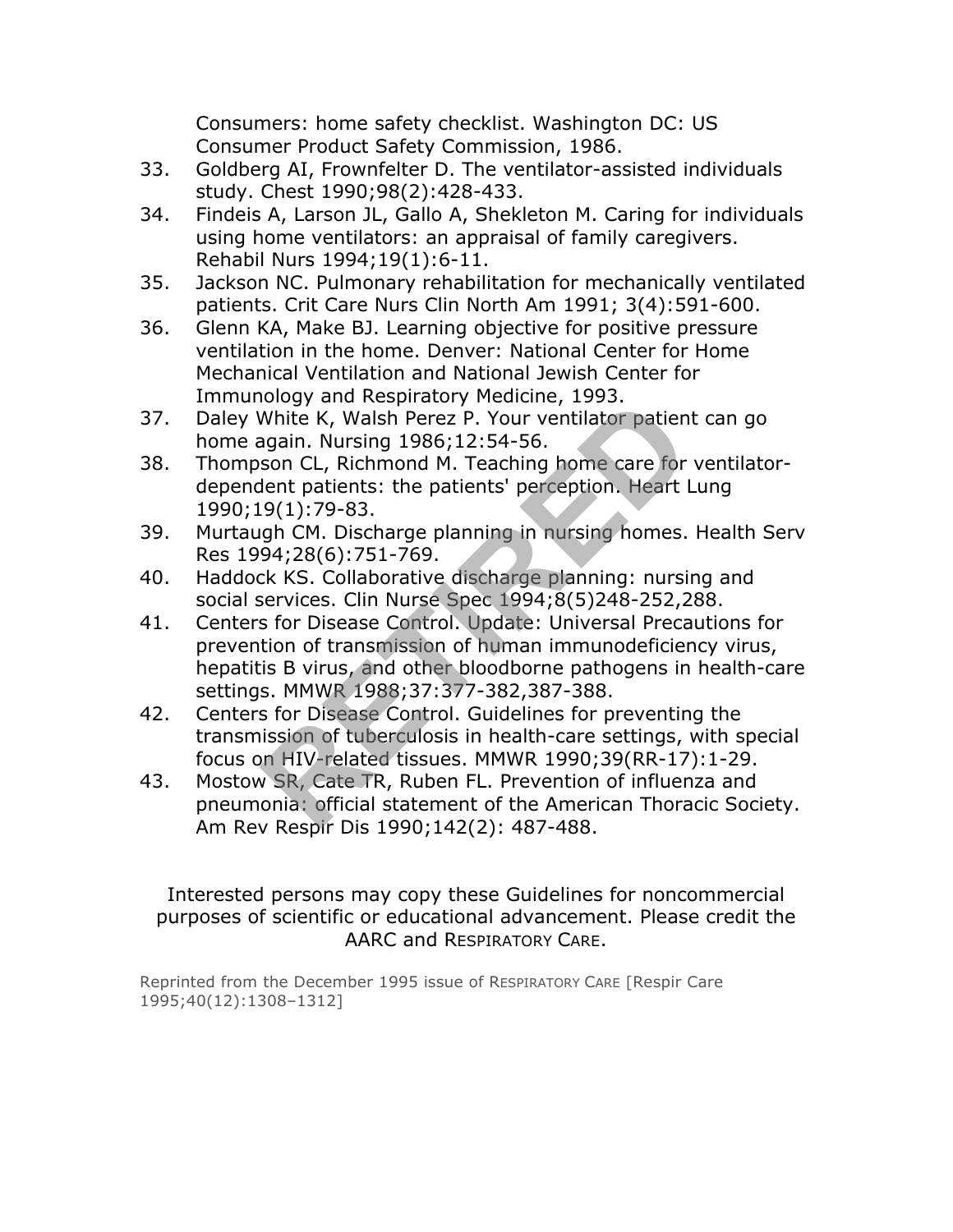Consumers: home safety checklist. Washington DC: US Consumer Product Safety Commission, 1986.

33. Goldberg AI, Frownfelter D. The ventilator-assisted individuals study. Chest 1990;98(2):428-433.
34. Findeis A, Larson JL, Gallo A, Shekleton M. Caring for individuals using home ventilators: an appraisal of family caregivers. Rehabil Nurs 1994;19(1):6-11.
35. Jackson NC. Pulmonary rehabilitation for mechanically ventilated patients. Crit Care Nurs Clin North Am 1991; 3(4):591-600.
36. Glenn KA, Make BJ. Learning objective for positive pressure ventilation in the home. Denver: National Center for Home Mechanical Ventilation and National Jewish Center for Immunology and Respiratory Medicine, 1993.
37. Daley White K, Walsh Perez P. Your ventilator patient can go home again. Nursing 1986;12:54-56.
38. Thompson CL, Richmond M. Teaching home care for ventilator-dependent patients: the patients' perception. Heart Lung 1990;19(1):79-83.
39. Murtaugh CM. Discharge planning in nursing homes. Health Serv Res 1994;28(6):751-769.
40. Haddock KS. Collaborative discharge planning: nursing and social services. Clin Nurse Spec 1994;8(5)248-252,288.
41. Centers for Disease Control. Update: Universal Precautions for prevention of transmission of human immunodeficiency virus, hepatitis B virus, and other bloodborne pathogens in health-care settings. MMWR 1988;37:377-382,387-388.
42. Centers for Disease Control. Guidelines for preventing the transmission of tuberculosis in health-care settings, with special focus on HIV-related tissues. MMWR 1990;39(RR-17):1-29.
43. Mostow SR, Cate TR, Ruben FL. Prevention of influenza and pneumonia: official statement of the American Thoracic Society. Am Rev Respir Dis 1990;142(2): 487-488.

Interested persons may copy these Guidelines for noncommercial purposes of scientific or educational advancement. Please credit the AARC and RESPIRATORY CARE.

Reprinted from the December 1995 issue of RESPIRATORY CARE [Respir Care 1995;40(12):1308–1312]